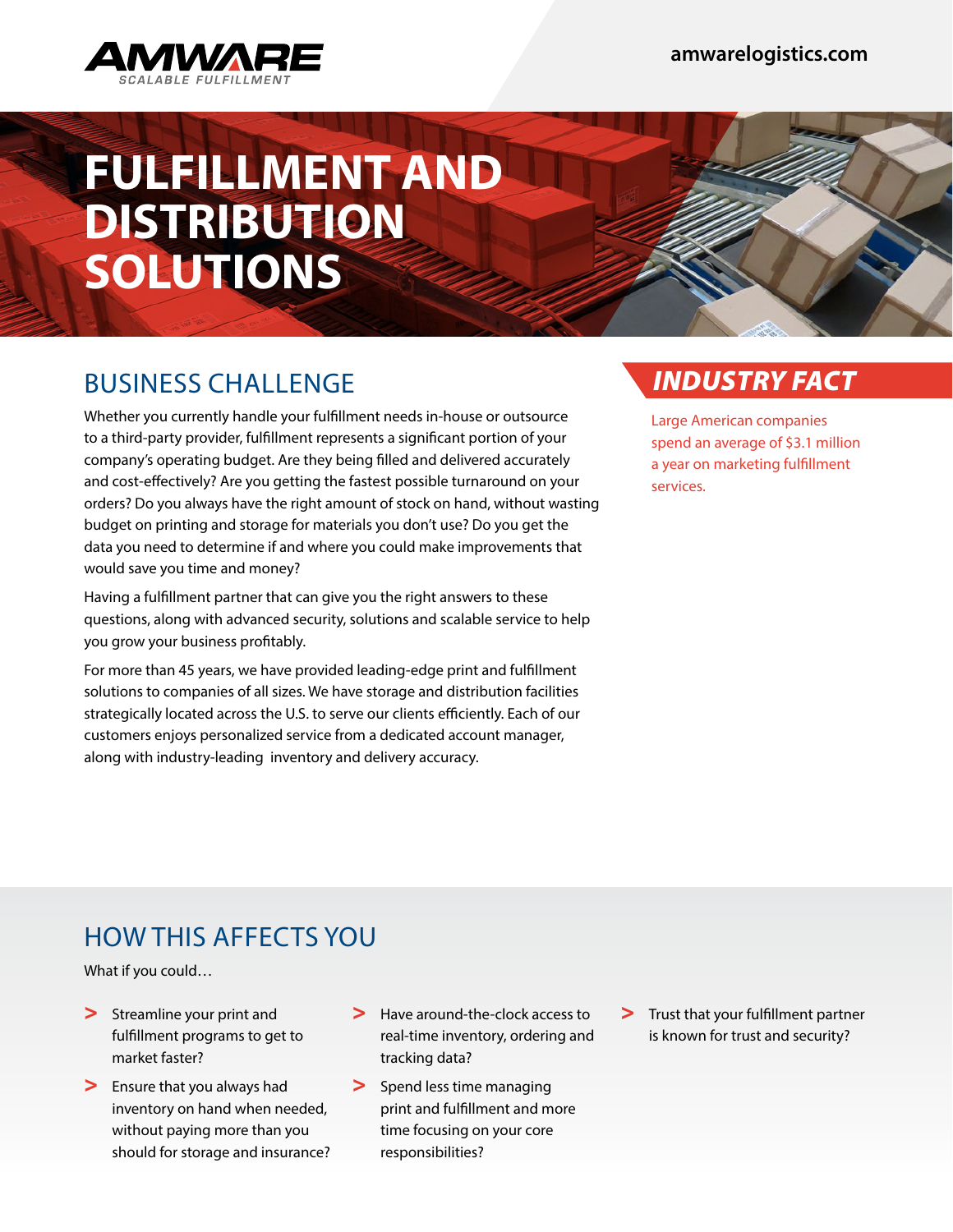AMWARE
SCALABLE FULFILLMENT

amwarelogistics.com

# FULFILLMENT AND DISTRIBUTION SOLUTIONS

## BUSINESS CHALLENGE

Whether you currently handle your fulfillment needs in-house or outsource to a third-party provider, fulfillment represents a significant portion of your company's operating budget. Are they being filled and delivered accurately and cost-effectively? Are you getting the fastest possible turnaround on your orders? Do you always have the right amount of stock on hand, without wasting budget on printing and storage for materials you don't use? Do you get the data you need to determine if and where you could make improvements that would save you time and money?

Having a fulfillment partner that can give you the right answers to these questions, along with advanced security, solutions and scalable service to help you grow your business profitably.

For more than 45 years, we have provided leading-edge print and fulfillment solutions to companies of all sizes. We have storage and distribution facilities strategically located across the U.S. to serve our clients efficiently. Each of our customers enjoys personalized service from a dedicated account manager, along with industry-leading inventory and delivery accuracy.

### *INDUSTRY FACT*

Large American companies spend an average of $3.1 million a year on marketing fulfillment services.

## HOW THIS AFFECTS YOU

What if you could…

- Streamline your print and fulfillment programs to get to market faster?
- Ensure that you always had inventory on hand when needed, without paying more than you should for storage and insurance?
- Have around-the-clock access to real-time inventory, ordering and tracking data?
- Spend less time managing print and fulfillment and more time focusing on your core responsibilities?
- Trust that your fulfillment partner is known for trust and security?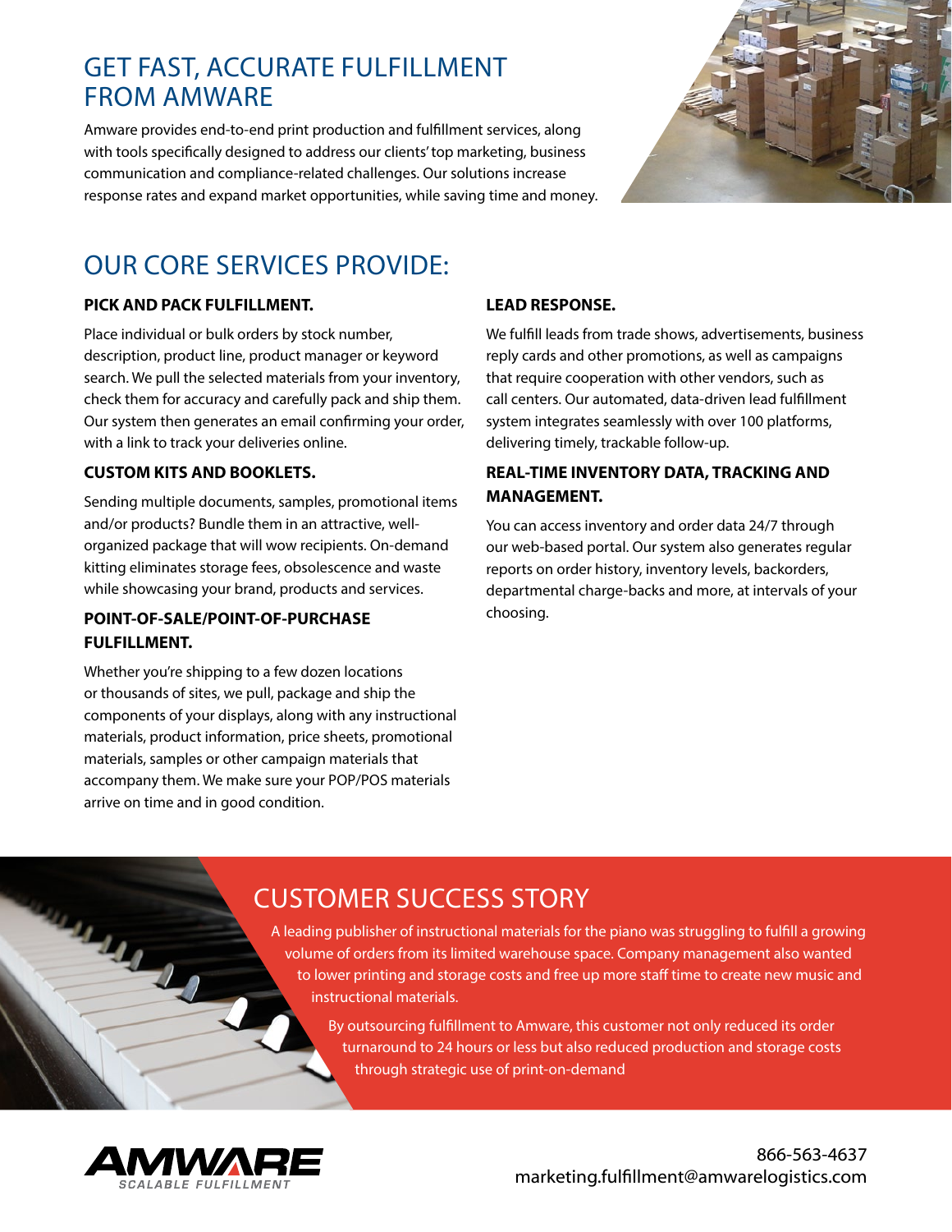# GET FAST, ACCURATE FULFILLMENT FROM AMWARE

Amware provides end-to-end print production and fulfillment services, along with tools specifically designed to address our clients' top marketing, business communication and compliance-related challenges. Our solutions increase response rates and expand market opportunities, while saving time and money.

## OUR CORE SERVICES PROVIDE:

**PICK AND PACK FULFILLMENT.**

Place individual or bulk orders by stock number, description, product line, product manager or keyword search. We pull the selected materials from your inventory, check them for accuracy and carefully pack and ship them. Our system then generates an email confirming your order, with a link to track your deliveries online.

**CUSTOM KITS AND BOOKLETS.**

Sending multiple documents, samples, promotional items and/or products? Bundle them in an attractive, well-organized package that will wow recipients. On-demand kitting eliminates storage fees, obsolescence and waste while showcasing your brand, products and services.

**POINT-OF-SALE/POINT-OF-PURCHASE FULFILLMENT.**

Whether you're shipping to a few dozen locations or thousands of sites, we pull, package and ship the components of your displays, along with any instructional materials, product information, price sheets, promotional materials, samples or other campaign materials that accompany them. We make sure your POP/POS materials arrive on time and in good condition.

**LEAD RESPONSE.**

We fulfill leads from trade shows, advertisements, business reply cards and other promotions, as well as campaigns that require cooperation with other vendors, such as call centers. Our automated, data-driven lead fulfillment system integrates seamlessly with over 100 platforms, delivering timely, trackable follow-up.

**REAL-TIME INVENTORY DATA, TRACKING AND MANAGEMENT.**

You can access inventory and order data 24/7 through our web-based portal. Our system also generates regular reports on order history, inventory levels, backorders, departmental charge-backs and more, at intervals of your choosing.

## CUSTOMER SUCCESS STORY

A leading publisher of instructional materials for the piano was struggling to fulfill a growing volume of orders from its limited warehouse space. Company management also wanted to lower printing and storage costs and free up more staff time to create new music and instructional materials.

By outsourcing fulfillment to Amware, this customer not only reduced its order turnaround to 24 hours or less but also reduced production and storage costs through strategic use of print-on-demand

AMWARE
SCALABLE FULFILLMENT

866-563-4637
marketing.fulfillment@amwarelogistics.com